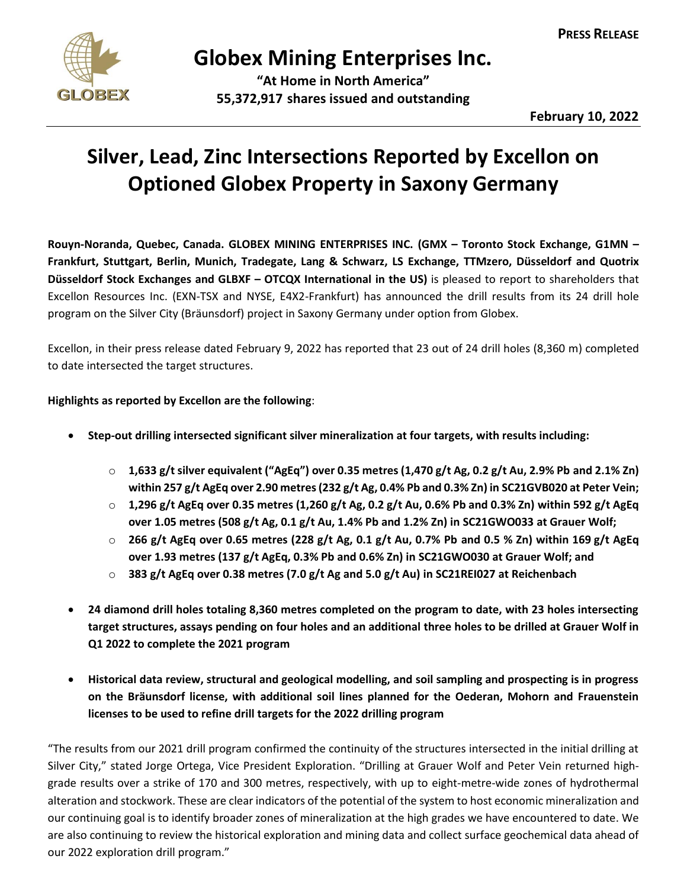**PRESS RELEASE**

# Globex Mining Enterprises Inc.

**"At Home in North America"**
**55,372,917 shares issued and outstanding**

**February 10, 2022**

# Silver, Lead, Zinc Intersections Reported by Excellon on Optioned Globex Property in Saxony Germany

**Rouyn-Noranda, Quebec, Canada. GLOBEX MINING ENTERPRISES INC. (GMX – Toronto Stock Exchange, G1MN – Frankfurt, Stuttgart, Berlin, Munich, Tradegate, Lang & Schwarz, LS Exchange, TTMzero, Düsseldorf and Quotrix Düsseldorf Stock Exchanges and GLBXF – OTCQX International in the US)** is pleased to report to shareholders that Excellon Resources Inc. (EXN-TSX and NYSE, E4X2-Frankfurt) has announced the drill results from its 24 drill hole program on the Silver City (Bräunsdorf) project in Saxony Germany under option from Globex.

Excellon, in their press release dated February 9, 2022 has reported that 23 out of 24 drill holes (8,360 m) completed to date intersected the target structures.

**Highlights as reported by Excellon are the following**:

- **Step-out drilling intersected significant silver mineralization at four targets, with results including:**
  - **1,633 g/t silver equivalent ("AgEq") over 0.35 metres (1,470 g/t Ag, 0.2 g/t Au, 2.9% Pb and 2.1% Zn) within 257 g/t AgEq over 2.90 metres (232 g/t Ag, 0.4% Pb and 0.3% Zn) in SC21GVB020 at Peter Vein;**
  - **1,296 g/t AgEq over 0.35 metres (1,260 g/t Ag, 0.2 g/t Au, 0.6% Pb and 0.3% Zn) within 592 g/t AgEq over 1.05 metres (508 g/t Ag, 0.1 g/t Au, 1.4% Pb and 1.2% Zn) in SC21GWO033 at Grauer Wolf;**
  - **266 g/t AgEq over 0.65 metres (228 g/t Ag, 0.1 g/t Au, 0.7% Pb and 0.5 % Zn) within 169 g/t AgEq over 1.93 metres (137 g/t AgEq, 0.3% Pb and 0.6% Zn) in SC21GWO030 at Grauer Wolf; and**
  - **383 g/t AgEq over 0.38 metres (7.0 g/t Ag and 5.0 g/t Au) in SC21REI027 at Reichenbach**
- **24 diamond drill holes totaling 8,360 metres completed on the program to date, with 23 holes intersecting target structures, assays pending on four holes and an additional three holes to be drilled at Grauer Wolf in Q1 2022 to complete the 2021 program**
- **Historical data review, structural and geological modelling, and soil sampling and prospecting is in progress on the Bräunsdorf license, with additional soil lines planned for the Oederan, Mohorn and Frauenstein licenses to be used to refine drill targets for the 2022 drilling program**

"The results from our 2021 drill program confirmed the continuity of the structures intersected in the initial drilling at Silver City," stated Jorge Ortega, Vice President Exploration. "Drilling at Grauer Wolf and Peter Vein returned high-grade results over a strike of 170 and 300 metres, respectively, with up to eight-metre-wide zones of hydrothermal alteration and stockwork. These are clear indicators of the potential of the system to host economic mineralization and our continuing goal is to identify broader zones of mineralization at the high grades we have encountered to date. We are also continuing to review the historical exploration and mining data and collect surface geochemical data ahead of our 2022 exploration drill program."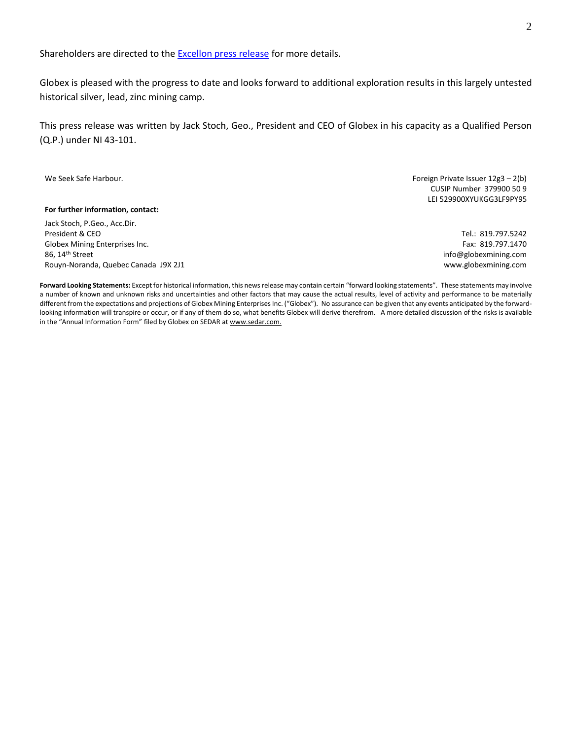Shareholders are directed to the [Excellon press release](#) for more details.

Globex is pleased with the progress to date and looks forward to additional exploration results in this largely untested historical silver, lead, zinc mining camp.

This press release was written by Jack Stoch, Geo., President and CEO of Globex in his capacity as a Qualified Person (Q.P.) under NI 43-101.

We Seek Safe Harbour.

Foreign Private Issuer 12g3 – 2(b)
CUSIP Number 379900 50 9
LEI 529900XYUKGG3LF9PY95

**For further information, contact:**

Jack Stoch, P.Geo., Acc.Dir.
President & CEO
Globex Mining Enterprises Inc.
86, 14th Street
Rouyn-Noranda, Quebec Canada J9X 2J1

Tel.: 819.797.5242
Fax: 819.797.1470
info@globexmining.com
www.globexmining.com

**Forward Looking Statements:** Except for historical information, this news release may contain certain "forward looking statements". These statements may involve a number of known and unknown risks and uncertainties and other factors that may cause the actual results, level of activity and performance to be materially different from the expectations and projections of Globex Mining Enterprises Inc. ("Globex"). No assurance can be given that any events anticipated by the forward-looking information will transpire or occur, or if any of them do so, what benefits Globex will derive therefrom. A more detailed discussion of the risks is available in the "Annual Information Form" filed by Globex on SEDAR at www.sedar.com.